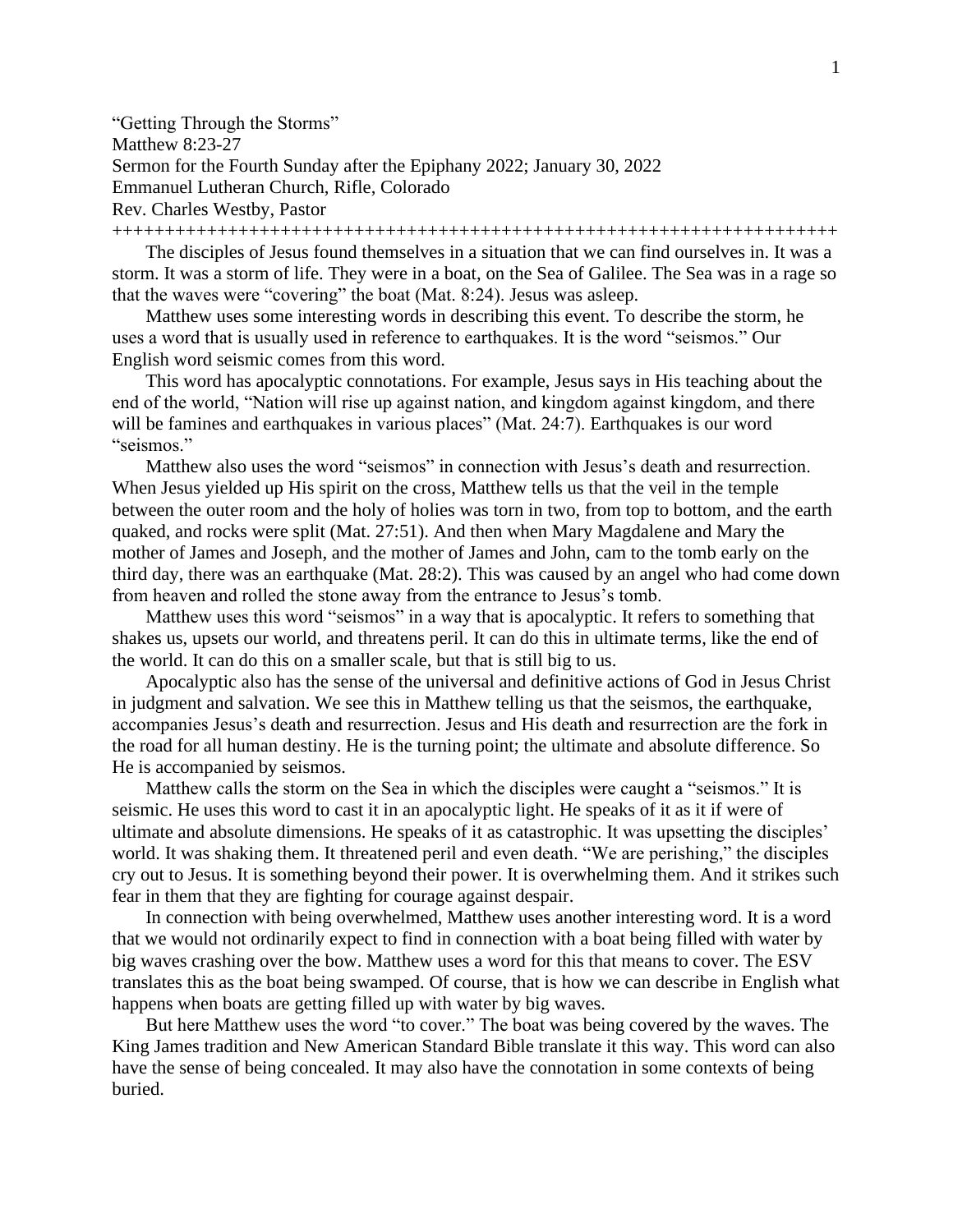"Getting Through the Storms"
Matthew 8:23-27
Sermon for the Fourth Sunday after the Epiphany 2022; January 30, 2022
Emmanuel Lutheran Church, Rifle, Colorado
Rev. Charles Westby, Pastor

++++++++++++++++++++++++++++++++++++++++++++++++++++++++++++++++++++++

The disciples of Jesus found themselves in a situation that we can find ourselves in. It was a storm. It was a storm of life. They were in a boat, on the Sea of Galilee. The Sea was in a rage so that the waves were "covering" the boat (Mat. 8:24). Jesus was asleep.

Matthew uses some interesting words in describing this event. To describe the storm, he uses a word that is usually used in reference to earthquakes. It is the word "seismos." Our English word seismic comes from this word.

This word has apocalyptic connotations. For example, Jesus says in His teaching about the end of the world, "Nation will rise up against nation, and kingdom against kingdom, and there will be famines and earthquakes in various places" (Mat. 24:7). Earthquakes is our word "seismos."

Matthew also uses the word "seismos" in connection with Jesus's death and resurrection. When Jesus yielded up His spirit on the cross, Matthew tells us that the veil in the temple between the outer room and the holy of holies was torn in two, from top to bottom, and the earth quaked, and rocks were split (Mat. 27:51). And then when Mary Magdalene and Mary the mother of James and Joseph, and the mother of James and John, cam to the tomb early on the third day, there was an earthquake (Mat. 28:2). This was caused by an angel who had come down from heaven and rolled the stone away from the entrance to Jesus's tomb.

Matthew uses this word "seismos" in a way that is apocalyptic. It refers to something that shakes us, upsets our world, and threatens peril. It can do this in ultimate terms, like the end of the world. It can do this on a smaller scale, but that is still big to us.

Apocalyptic also has the sense of the universal and definitive actions of God in Jesus Christ in judgment and salvation. We see this in Matthew telling us that the seismos, the earthquake, accompanies Jesus's death and resurrection. Jesus and His death and resurrection are the fork in the road for all human destiny. He is the turning point; the ultimate and absolute difference. So He is accompanied by seismos.

Matthew calls the storm on the Sea in which the disciples were caught a "seismos." It is seismic. He uses this word to cast it in an apocalyptic light. He speaks of it as it if were of ultimate and absolute dimensions. He speaks of it as catastrophic. It was upsetting the disciples' world. It was shaking them. It threatened peril and even death. "We are perishing," the disciples cry out to Jesus. It is something beyond their power. It is overwhelming them. And it strikes such fear in them that they are fighting for courage against despair.

In connection with being overwhelmed, Matthew uses another interesting word. It is a word that we would not ordinarily expect to find in connection with a boat being filled with water by big waves crashing over the bow. Matthew uses a word for this that means to cover. The ESV translates this as the boat being swamped. Of course, that is how we can describe in English what happens when boats are getting filled up with water by big waves.

But here Matthew uses the word "to cover." The boat was being covered by the waves. The King James tradition and New American Standard Bible translate it this way. This word can also have the sense of being concealed. It may also have the connotation in some contexts of being buried.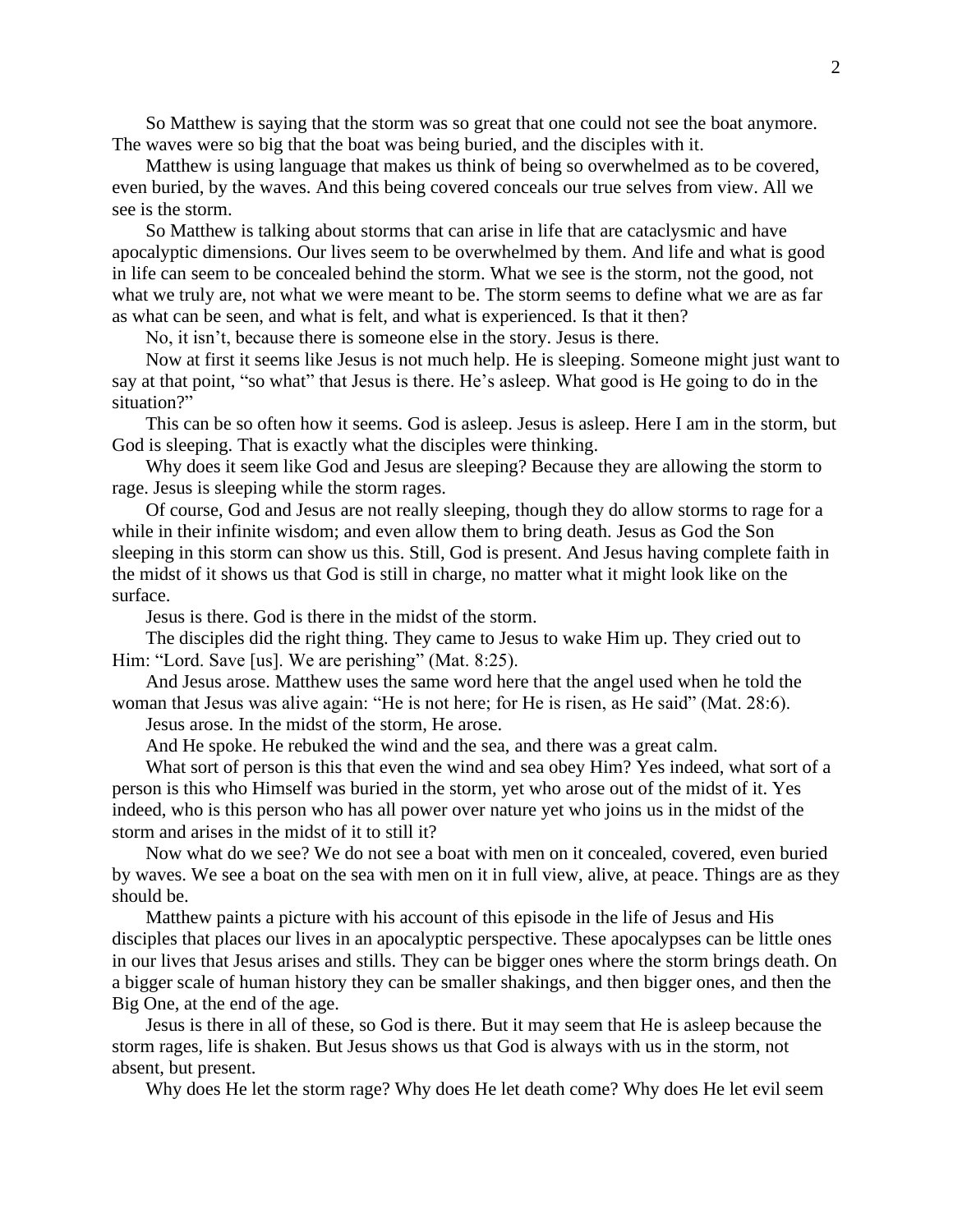So Matthew is saying that the storm was so great that one could not see the boat anymore. The waves were so big that the boat was being buried, and the disciples with it.

Matthew is using language that makes us think of being so overwhelmed as to be covered, even buried, by the waves. And this being covered conceals our true selves from view. All we see is the storm.

So Matthew is talking about storms that can arise in life that are cataclysmic and have apocalyptic dimensions. Our lives seem to be overwhelmed by them. And life and what is good in life can seem to be concealed behind the storm. What we see is the storm, not the good, not what we truly are, not what we were meant to be. The storm seems to define what we are as far as what can be seen, and what is felt, and what is experienced. Is that it then?

No, it isn't, because there is someone else in the story. Jesus is there.

Now at first it seems like Jesus is not much help. He is sleeping. Someone might just want to say at that point, "so what" that Jesus is there. He's asleep. What good is He going to do in the situation?"

This can be so often how it seems. God is asleep. Jesus is asleep. Here I am in the storm, but God is sleeping. That is exactly what the disciples were thinking.

Why does it seem like God and Jesus are sleeping? Because they are allowing the storm to rage. Jesus is sleeping while the storm rages.

Of course, God and Jesus are not really sleeping, though they do allow storms to rage for a while in their infinite wisdom; and even allow them to bring death. Jesus as God the Son sleeping in this storm can show us this. Still, God is present. And Jesus having complete faith in the midst of it shows us that God is still in charge, no matter what it might look like on the surface.

Jesus is there. God is there in the midst of the storm.

The disciples did the right thing. They came to Jesus to wake Him up. They cried out to Him: "Lord. Save [us]. We are perishing" (Mat. 8:25).

And Jesus arose. Matthew uses the same word here that the angel used when he told the woman that Jesus was alive again: "He is not here; for He is risen, as He said" (Mat. 28:6).

Jesus arose. In the midst of the storm, He arose.

And He spoke. He rebuked the wind and the sea, and there was a great calm.

What sort of person is this that even the wind and sea obey Him? Yes indeed, what sort of a person is this who Himself was buried in the storm, yet who arose out of the midst of it. Yes indeed, who is this person who has all power over nature yet who joins us in the midst of the storm and arises in the midst of it to still it?

Now what do we see? We do not see a boat with men on it concealed, covered, even buried by waves. We see a boat on the sea with men on it in full view, alive, at peace. Things are as they should be.

Matthew paints a picture with his account of this episode in the life of Jesus and His disciples that places our lives in an apocalyptic perspective. These apocalypses can be little ones in our lives that Jesus arises and stills. They can be bigger ones where the storm brings death. On a bigger scale of human history they can be smaller shakings, and then bigger ones, and then the Big One, at the end of the age.

Jesus is there in all of these, so God is there. But it may seem that He is asleep because the storm rages, life is shaken. But Jesus shows us that God is always with us in the storm, not absent, but present.

Why does He let the storm rage? Why does He let death come? Why does He let evil seem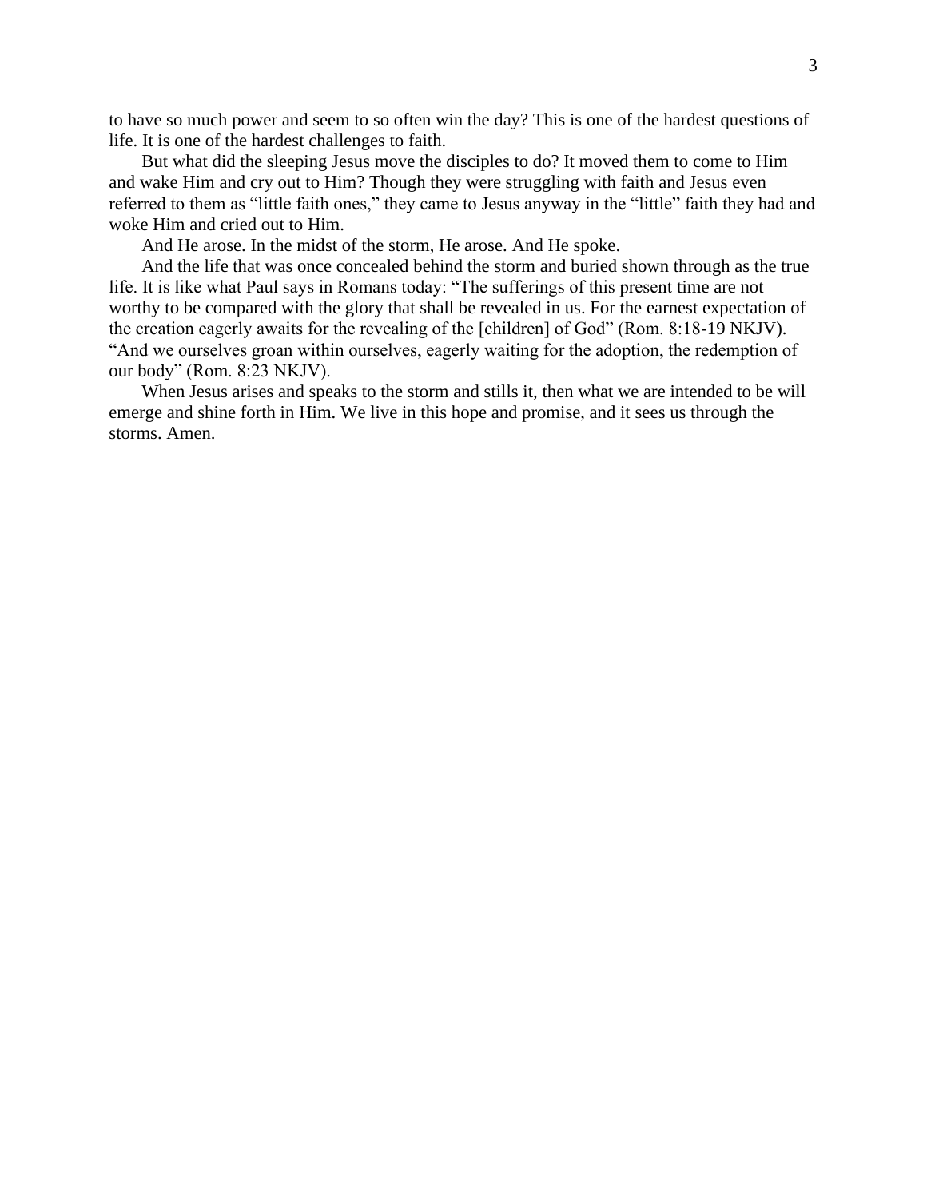to have so much power and seem to so often win the day? This is one of the hardest questions of life. It is one of the hardest challenges to faith.

But what did the sleeping Jesus move the disciples to do? It moved them to come to Him and wake Him and cry out to Him? Though they were struggling with faith and Jesus even referred to them as "little faith ones," they came to Jesus anyway in the "little" faith they had and woke Him and cried out to Him.

And He arose. In the midst of the storm, He arose. And He spoke.

And the life that was once concealed behind the storm and buried shown through as the true life. It is like what Paul says in Romans today: "The sufferings of this present time are not worthy to be compared with the glory that shall be revealed in us. For the earnest expectation of the creation eagerly awaits for the revealing of the [children] of God" (Rom. 8:18-19 NKJV). "And we ourselves groan within ourselves, eagerly waiting for the adoption, the redemption of our body" (Rom. 8:23 NKJV).

When Jesus arises and speaks to the storm and stills it, then what we are intended to be will emerge and shine forth in Him. We live in this hope and promise, and it sees us through the storms. Amen.